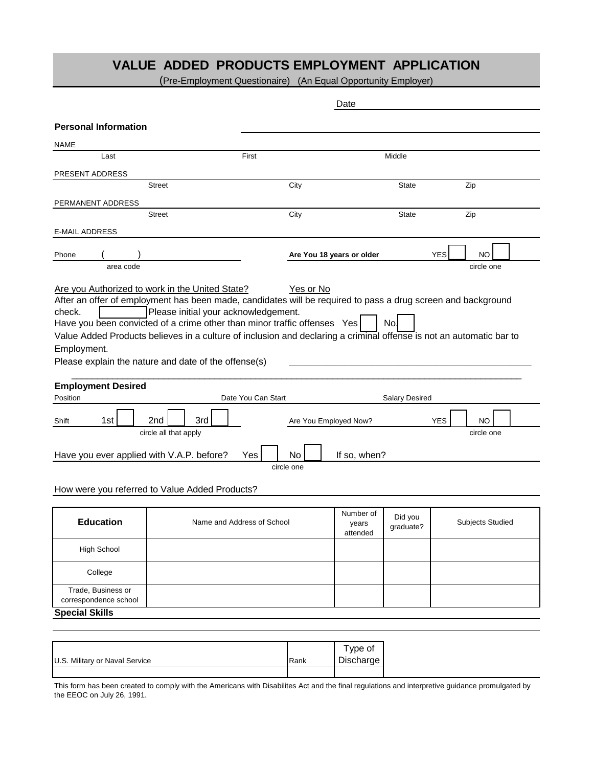# VALUE ADDED PRODUCTS EMPLOYMENT APPLICATION

(Pre-Employment Questionaire) (An Equal Opportunity Employer)

Date ______________________

## Personal Information

NAME

Last | First | Middle

PRESENT ADDRESS

Street | City | State | Zip

PERMANENT ADDRESS

Street | City | State | Zip

E-MAIL ADDRESS

Phone ( ) | **Are You 18 years or older** YES ☐ NO ☐

area code | circle one

Are you Authorized to work in the United State? Yes or No

After an offer of employment has been made, candidates will be required to pass a drug screen and background check. ☐ Please initial your acknowledgement.

Have you been convicted of a crime other than minor traffic offenses Yes ☐ No. ☐

Value Added Products believes in a culture of inclusion and declaring a criminal offense is not an automatic bar to Employment.

Please explain the nature and date of the offense(s) ______________________________________________

______________________________________________________________________________

## Employment Desired

Position | Date You Can Start | Salary Desired

Shift 1st ☐ 2nd ☐ 3rd ☐ | Are You Employed Now? YES ☐ NO ☐

circle all that apply | circle one

Have you ever applied with V.A.P. before? Yes ☐ No ☐ If so, when?

circle one

How were you referred to Value Added Products?

| Education | Name and Address of School | Number of years attended | Did you graduate? | Subjects Studied |
|---|---|---|---|---|
| High School | | | | |
| College | | | | |
| Trade, Business or correspondence school | | | | |

**Special Skills**

| U.S. Military or Naval Service | Rank | Type of Discharge |
|---|---|---|
| | | |

This form has been created to comply with the Americans with Disabilites Act and the final regulations and interpretive guidance promulgated by the EEOC on July 26, 1991.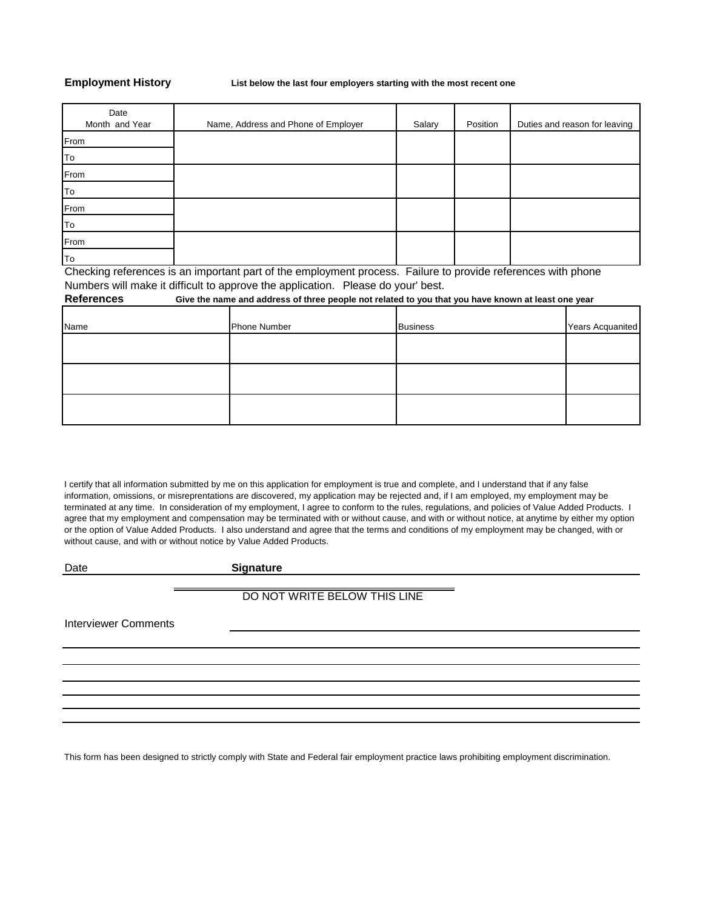**Employment History** **List below the last four employers starting with the most recent one**

| Date Month and Year | Name, Address and Phone of Employer | Salary | Position | Duties and reason for leaving |
|---|---|---|---|---|
| From | | | | |
| To | | | | |
| From | | | | |
| To | | | | |
| From | | | | |
| To | | | | |
| From | | | | |
| To | | | | |

Checking references is an important part of the employment process. Failure to provide references with phone Numbers will make it difficult to approve the application. Please do your' best.

**References** **Give the name and address of three people not related to you that you have known at least one year**

| Name | Phone Number | Business | Years Acquanited |
|---|---|---|---|
| | | | |
| | | | |
| | | | |

I certify that all information submitted by me on this application for employment is true and complete, and I understand that if any false information, omissions, or misreprentations are discovered, my application may be rejected and, if I am employed, my employment may be terminated at any time. In consideration of my employment, I agree to conform to the rules, regulations, and policies of Value Added Products. I agree that my employment and compensation may be terminated with or without cause, and with or without notice, at anytime by either my option or the option of Value Added Products. I also understand and agree that the terms and conditions of my employment may be changed, with or without cause, and with or without notice by Value Added Products.

Date ____________________ **Signature** ____________________________________________

DO NOT WRITE BELOW THIS LINE

Interviewer Comments ____________________________________________

________________________________________________________________

________________________________________________________________

________________________________________________________________

________________________________________________________________

________________________________________________________________

This form has been designed to strictly comply with State and Federal fair employment practice laws prohibiting employment discrimination.